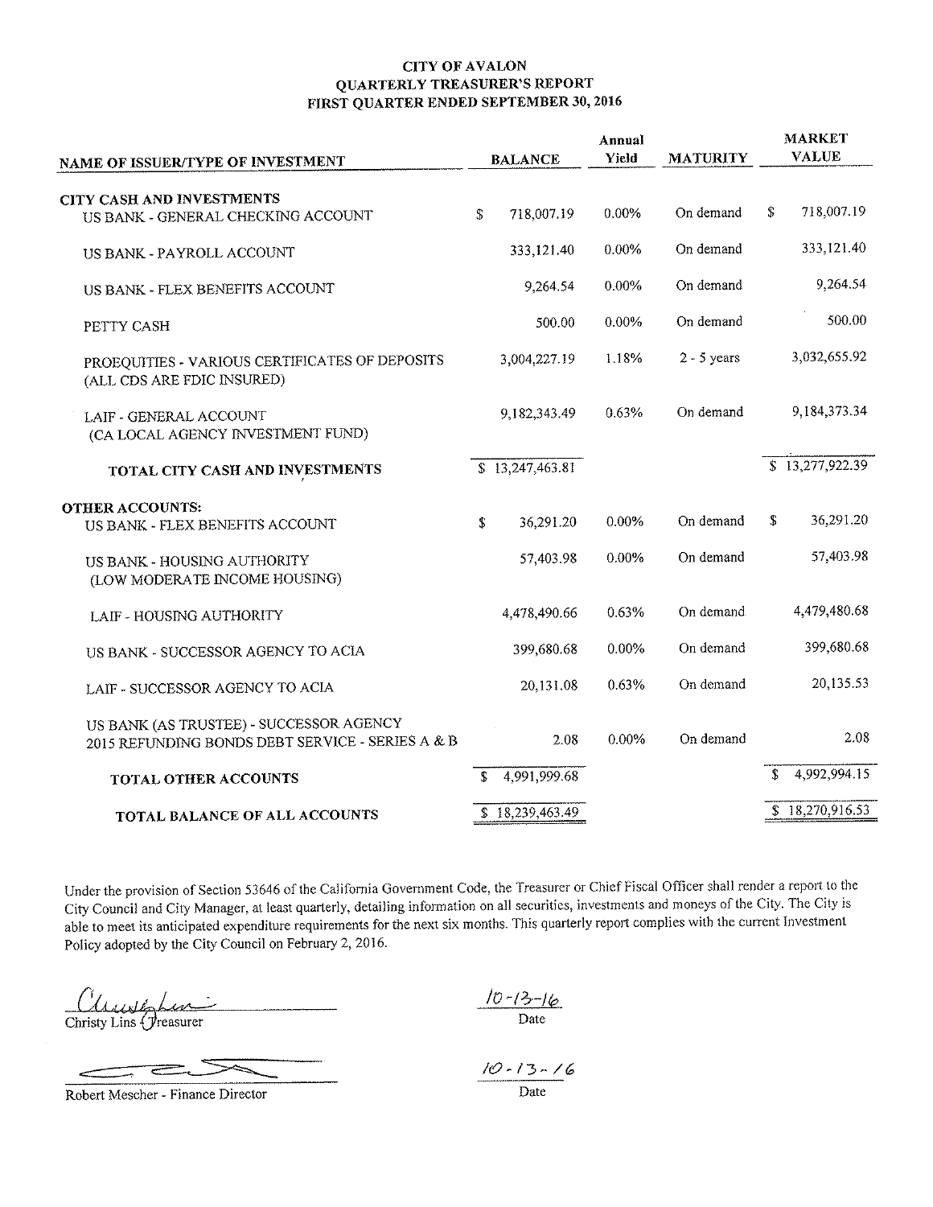# CITY OF AVALON
## QUARTERLY TREASURER'S REPORT
## FIRST QUARTER ENDED SEPTEMBER 30, 2016

| NAME OF ISSUER/TYPE OF INVESTMENT | BALANCE | Annual Yield | MATURITY | MARKET VALUE |
|---|---|---|---|---|
| **CITY CASH AND INVESTMENTS** | | | | |
| US BANK - GENERAL CHECKING ACCOUNT | $ 718,007.19 | 0.00% | On demand | $ 718,007.19 |
| US BANK - PAYROLL ACCOUNT | 333,121.40 | 0.00% | On demand | 333,121.40 |
| US BANK - FLEX BENEFITS ACCOUNT | 9,264.54 | 0.00% | On demand | 9,264.54 |
| PETTY CASH | 500.00 | 0.00% | On demand | 500.00 |
| PROEQUITIES - VARIOUS CERTIFICATES OF DEPOSITS (ALL CDS ARE FDIC INSURED) | 3,004,227.19 | 1.18% | 2 - 5 years | 3,032,655.92 |
| LAIF - GENERAL ACCOUNT (CA LOCAL AGENCY INVESTMENT FUND) | 9,182,343.49 | 0.63% | On demand | 9,184,373.34 |
| **TOTAL CITY CASH AND INVESTMENTS** | $ 13,247,463.81 | | | $ 13,277,922.39 |
| **OTHER ACCOUNTS:** | | | | |
| US BANK - FLEX BENEFITS ACCOUNT | $ 36,291.20 | 0.00% | On demand | $ 36,291.20 |
| US BANK - HOUSING AUTHORITY (LOW MODERATE INCOME HOUSING) | 57,403.98 | 0.00% | On demand | 57,403.98 |
| LAIF - HOUSING AUTHORITY | 4,478,490.66 | 0.63% | On demand | 4,479,480.68 |
| US BANK - SUCCESSOR AGENCY TO ACIA | 399,680.68 | 0.00% | On demand | 399,680.68 |
| LAIF - SUCCESSOR AGENCY TO ACIA | 20,131.08 | 0.63% | On demand | 20,135.53 |
| US BANK (AS TRUSTEE) - SUCCESSOR AGENCY 2015 REFUNDING BONDS DEBT SERVICE - SERIES A & B | 2.08 | 0.00% | On demand | 2.08 |
| **TOTAL OTHER ACCOUNTS** | $ 4,991,999.68 | | | $ 4,992,994.15 |
| **TOTAL BALANCE OF ALL ACCOUNTS** | $ 18,239,463.49 | | | $ 18,270,916.53 |

Under the provision of Section 53646 of the California Government Code, the Treasurer or Chief Fiscal Officer shall render a report to the City Council and City Manager, at least quarterly, detailing information on all securities, investments and moneys of the City. The City is able to meet its anticipated expenditure requirements for the next six months. This quarterly report complies with the current Investment Policy adopted by the City Council on February 2, 2016.

Christy Lins - Treasurer — Date: 10-13-16

Robert Mescher - Finance Director — Date: 10-13-16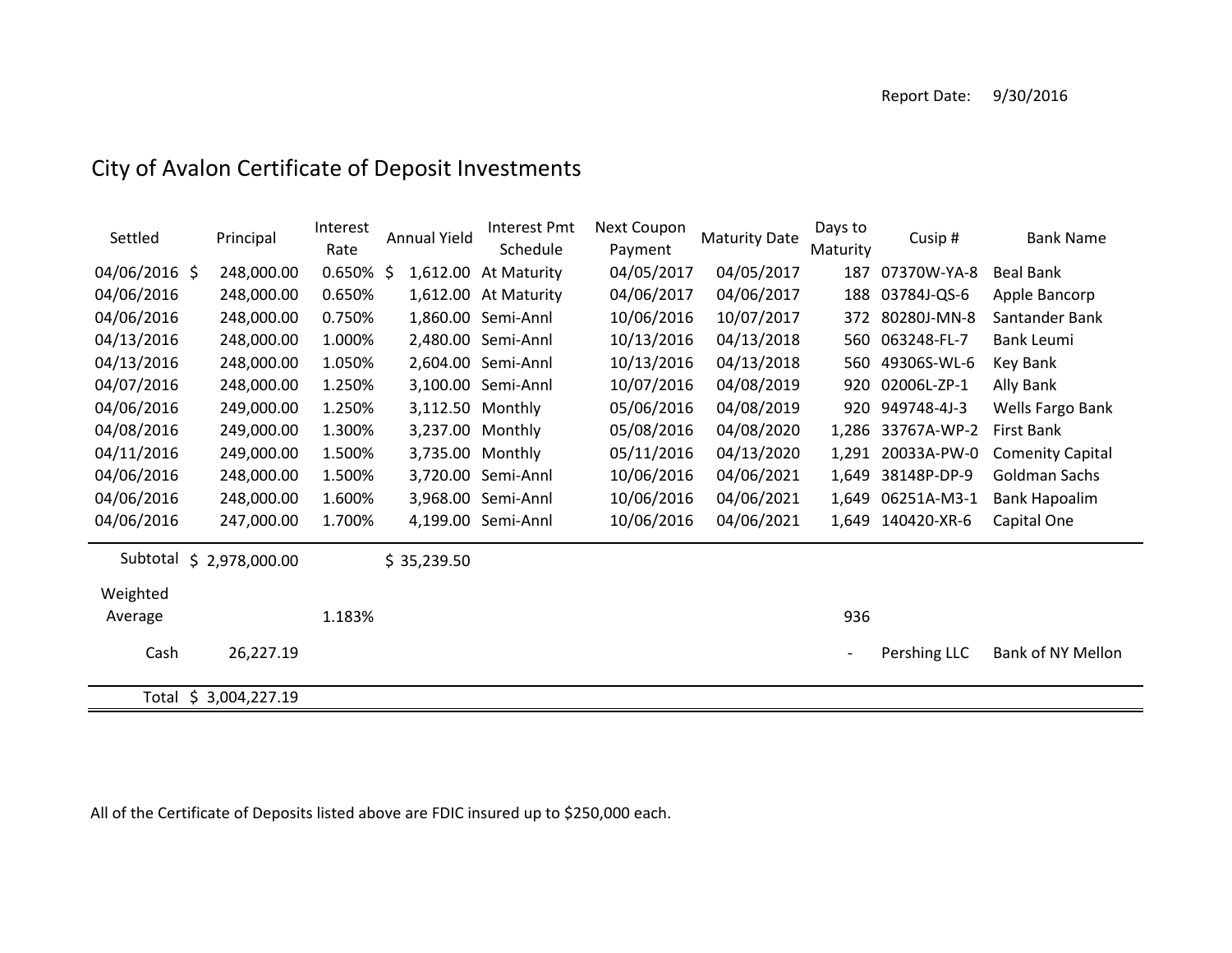Report Date: 9/30/2016

# City of Avalon Certificate of Deposit Investments

| Settled | Principal | Interest Rate | Annual Yield | Interest Pmt Schedule | Next Coupon Payment | Maturity Date | Days to Maturity | Cusip # | Bank Name |
|---|---|---|---|---|---|---|---|---|---|
| 04/06/2016 | $ 248,000.00 | 0.650% | $ 1,612.00 | At Maturity | 04/05/2017 | 04/05/2017 | 187 | 07370W-YA-8 | Beal Bank |
| 04/06/2016 | 248,000.00 | 0.650% | 1,612.00 | At Maturity | 04/06/2017 | 04/06/2017 | 188 | 03784J-QS-6 | Apple Bancorp |
| 04/06/2016 | 248,000.00 | 0.750% | 1,860.00 | Semi-Annl | 10/06/2016 | 10/07/2017 | 372 | 80280J-MN-8 | Santander Bank |
| 04/13/2016 | 248,000.00 | 1.000% | 2,480.00 | Semi-Annl | 10/13/2016 | 04/13/2018 | 560 | 063248-FL-7 | Bank Leumi |
| 04/13/2016 | 248,000.00 | 1.050% | 2,604.00 | Semi-Annl | 10/13/2016 | 04/13/2018 | 560 | 49306S-WL-6 | Key Bank |
| 04/07/2016 | 248,000.00 | 1.250% | 3,100.00 | Semi-Annl | 10/07/2016 | 04/08/2019 | 920 | 02006L-ZP-1 | Ally Bank |
| 04/06/2016 | 249,000.00 | 1.250% | 3,112.50 | Monthly | 05/06/2016 | 04/08/2019 | 920 | 949748-4J-3 | Wells Fargo Bank |
| 04/08/2016 | 249,000.00 | 1.300% | 3,237.00 | Monthly | 05/08/2016 | 04/08/2020 | 1,286 | 33767A-WP-2 | First Bank |
| 04/11/2016 | 249,000.00 | 1.500% | 3,735.00 | Monthly | 05/11/2016 | 04/13/2020 | 1,291 | 20033A-PW-0 | Comenity Capital |
| 04/06/2016 | 248,000.00 | 1.500% | 3,720.00 | Semi-Annl | 10/06/2016 | 04/06/2021 | 1,649 | 38148P-DP-9 | Goldman Sachs |
| 04/06/2016 | 248,000.00 | 1.600% | 3,968.00 | Semi-Annl | 10/06/2016 | 04/06/2021 | 1,649 | 06251A-M3-1 | Bank Hapoalim |
| 04/06/2016 | 247,000.00 | 1.700% | 4,199.00 | Semi-Annl | 10/06/2016 | 04/06/2021 | 1,649 | 140420-XR-6 | Capital One |
| Subtotal | $ 2,978,000.00 | | $ 35,239.50 | | | | | | |
| Weighted Average | | 1.183% | | | | | 936 | | |
| Cash | 26,227.19 | | | | | | - | Pershing LLC | Bank of NY Mellon |
| Total | $ 3,004,227.19 | | | | | | | | |

All of the Certificate of Deposits listed above are FDIC insured up to $250,000 each.